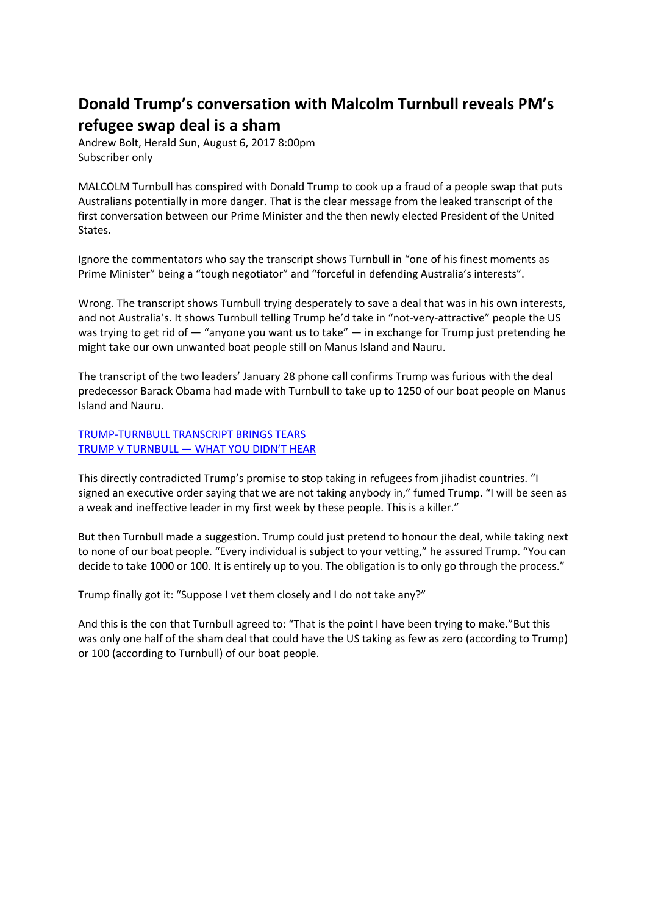# Donald Trump's conversation with Malcolm Turnbull reveals PM's refugee swap deal is a sham

Andrew Bolt, Herald Sun, August 6, 2017 8:00pm
Subscriber only

MALCOLM Turnbull has conspired with Donald Trump to cook up a fraud of a people swap that puts Australians potentially in more danger. That is the clear message from the leaked transcript of the first conversation between our Prime Minister and the then newly elected President of the United States.

Ignore the commentators who say the transcript shows Turnbull in "one of his finest moments as Prime Minister" being a "tough negotiator" and "forceful in defending Australia's interests".

Wrong. The transcript shows Turnbull trying desperately to save a deal that was in his own interests, and not Australia's. It shows Turnbull telling Trump he'd take in "not-very-attractive" people the US was trying to get rid of — "anyone you want us to take" — in exchange for Trump just pretending he might take our own unwanted boat people still on Manus Island and Nauru.

The transcript of the two leaders' January 28 phone call confirms Trump was furious with the deal predecessor Barack Obama had made with Turnbull to take up to 1250 of our boat people on Manus Island and Nauru.

TRUMP-TURNBULL TRANSCRIPT BRINGS TEARS
TRUMP V TURNBULL — WHAT YOU DIDN'T HEAR

This directly contradicted Trump's promise to stop taking in refugees from jihadist countries. "I signed an executive order saying that we are not taking anybody in," fumed Trump. "I will be seen as a weak and ineffective leader in my first week by these people. This is a killer."

But then Turnbull made a suggestion. Trump could just pretend to honour the deal, while taking next to none of our boat people. "Every individual is subject to your vetting," he assured Trump. "You can decide to take 1000 or 100. It is entirely up to you. The obligation is to only go through the process."

Trump finally got it: "Suppose I vet them closely and I do not take any?"

And this is the con that Turnbull agreed to: "That is the point I have been trying to make."But this was only one half of the sham deal that could have the US taking as few as zero (according to Trump) or 100 (according to Turnbull) of our boat people.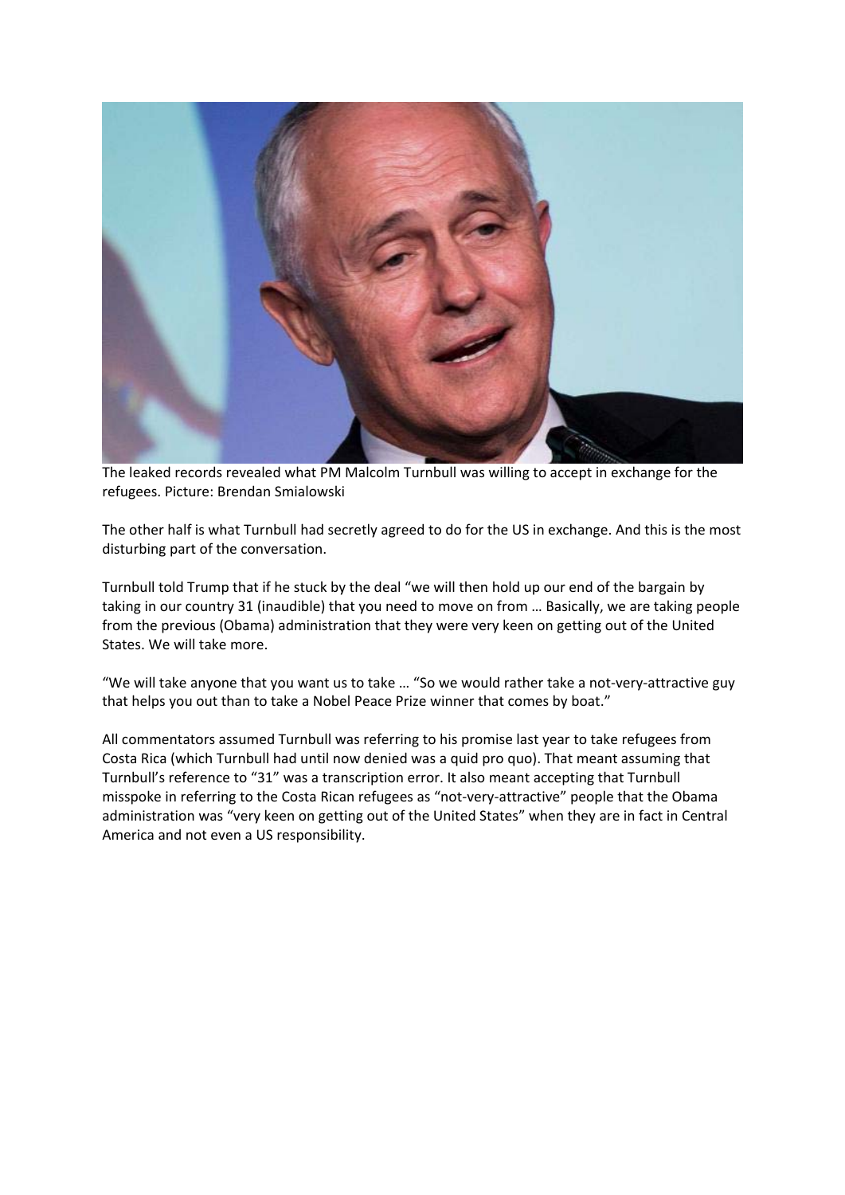The leaked records revealed what PM Malcolm Turnbull was willing to accept in exchange for the refugees. Picture: Brendan Smialowski

The other half is what Turnbull had secretly agreed to do for the US in exchange. And this is the most disturbing part of the conversation.

Turnbull told Trump that if he stuck by the deal "we will then hold up our end of the bargain by taking in our country 31 (inaudible) that you need to move on from … Basically, we are taking people from the previous (Obama) administration that they were very keen on getting out of the United States. We will take more.

"We will take anyone that you want us to take … "So we would rather take a not-very-attractive guy that helps you out than to take a Nobel Peace Prize winner that comes by boat."

All commentators assumed Turnbull was referring to his promise last year to take refugees from Costa Rica (which Turnbull had until now denied was a quid pro quo). That meant assuming that Turnbull's reference to "31" was a transcription error. It also meant accepting that Turnbull misspoke in referring to the Costa Rican refugees as "not-very-attractive" people that the Obama administration was "very keen on getting out of the United States" when they are in fact in Central America and not even a US responsibility.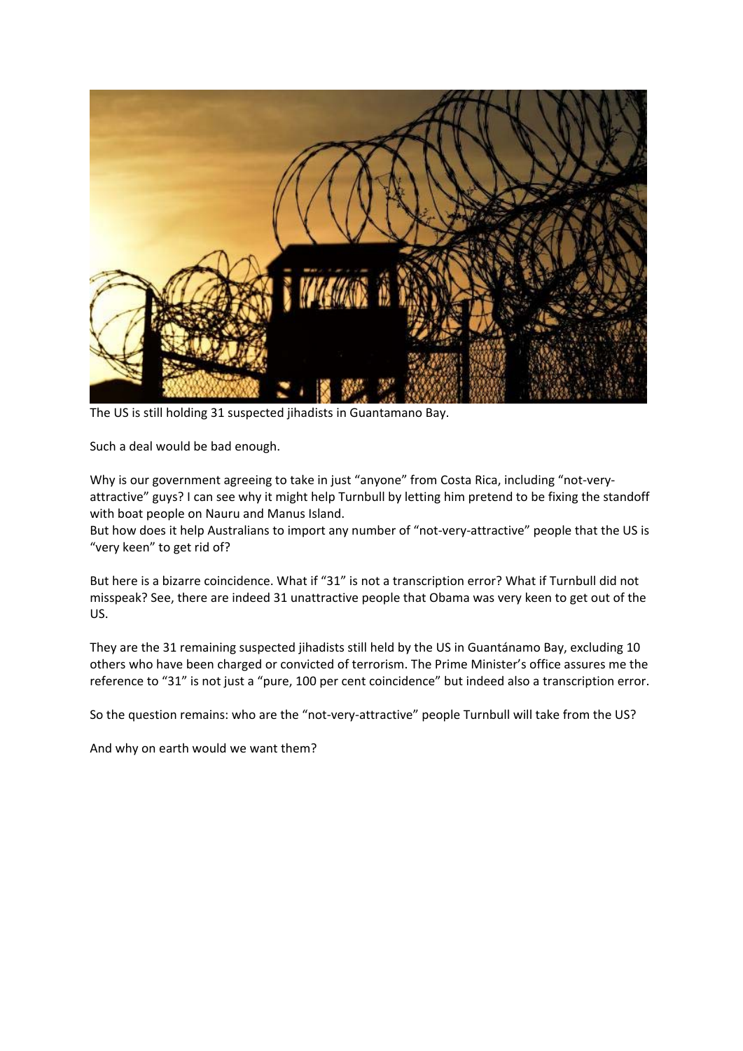The US is still holding 31 suspected jihadists in Guantamano Bay.

Such a deal would be bad enough.

Why is our government agreeing to take in just "anyone" from Costa Rica, including "not-very-attractive" guys? I can see why it might help Turnbull by letting him pretend to be fixing the standoff with boat people on Nauru and Manus Island.
But how does it help Australians to import any number of "not-very-attractive" people that the US is "very keen" to get rid of?

But here is a bizarre coincidence. What if "31" is not a transcription error? What if Turnbull did not misspeak? See, there are indeed 31 unattractive people that Obama was very keen to get out of the US.

They are the 31 remaining suspected jihadists still held by the US in Guantánamo Bay, excluding 10 others who have been charged or convicted of terrorism. The Prime Minister's office assures me the reference to "31" is not just a "pure, 100 per cent coincidence" but indeed also a transcription error.

So the question remains: who are the "not-very-attractive" people Turnbull will take from the US?

And why on earth would we want them?